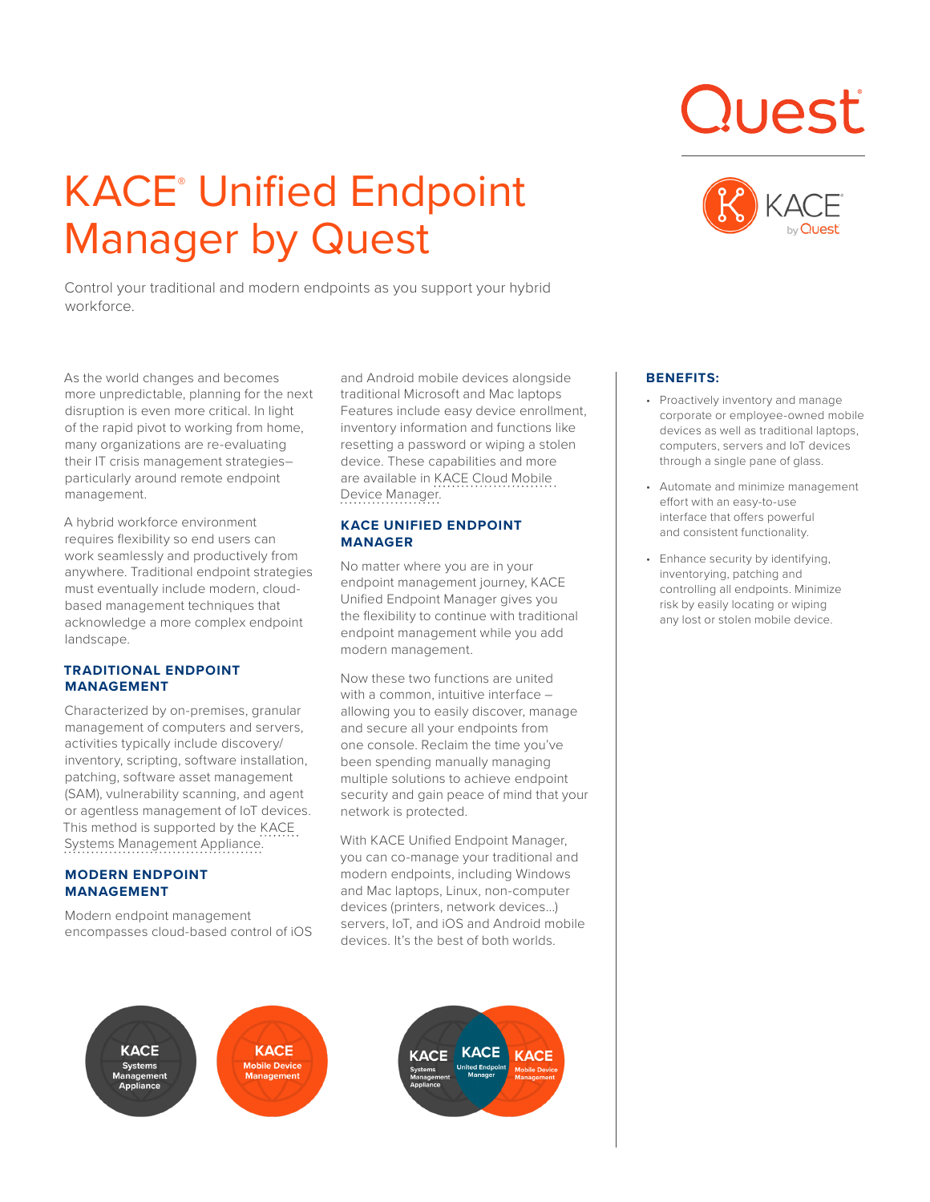# KACE® Unified Endpoint Manager by Quest

Control your traditional and modern endpoints as you support your hybrid workforce.

As the world changes and becomes more unpredictable, planning for the next disruption is even more critical. In light of the rapid pivot to working from home, many organizations are re-evaluating their IT crisis management strategies–particularly around remote endpoint management.

A hybrid workforce environment requires flexibility so end users can work seamlessly and productively from anywhere. Traditional endpoint strategies must eventually include modern, cloud-based management techniques that acknowledge a more complex endpoint landscape.

### TRADITIONAL ENDPOINT MANAGEMENT

Characterized by on-premises, granular management of computers and servers, activities typically include discovery/inventory, scripting, software installation, patching, software asset management (SAM), vulnerability scanning, and agent or agentless management of IoT devices. This method is supported by the KACE Systems Management Appliance.

### MODERN ENDPOINT MANAGEMENT

Modern endpoint management encompasses cloud-based control of iOS and Android mobile devices alongside traditional Microsoft and Mac laptops Features include easy device enrollment, inventory information and functions like resetting a password or wiping a stolen device. These capabilities and more are available in KACE Cloud Mobile Device Manager.

### KACE UNIFIED ENDPOINT MANAGER

No matter where you are in your endpoint management journey, KACE Unified Endpoint Manager gives you the flexibility to continue with traditional endpoint management while you add modern management.

Now these two functions are united with a common, intuitive interface – allowing you to easily discover, manage and secure all your endpoints from one console. Reclaim the time you've been spending manually managing multiple solutions to achieve endpoint security and gain peace of mind that your network is protected.

With KACE Unified Endpoint Manager, you can co-manage your traditional and modern endpoints, including Windows and Mac laptops, Linux, non-computer devices (printers, network devices…) servers, IoT, and iOS and Android mobile devices. It's the best of both worlds.

KACE Systems Management Appliance

KACE Mobile Device Management

KACE Systems Management Appliance | KACE Unified Endpoint Manager | KACE Mobile Device Management

### BENEFITS:

- Proactively inventory and manage corporate or employee-owned mobile devices as well as traditional laptops, computers, servers and IoT devices through a single pane of glass.
- Automate and minimize management effort with an easy-to-use interface that offers powerful and consistent functionality.
- Enhance security by identifying, inventorying, patching and controlling all endpoints. Minimize risk by easily locating or wiping any lost or stolen mobile device.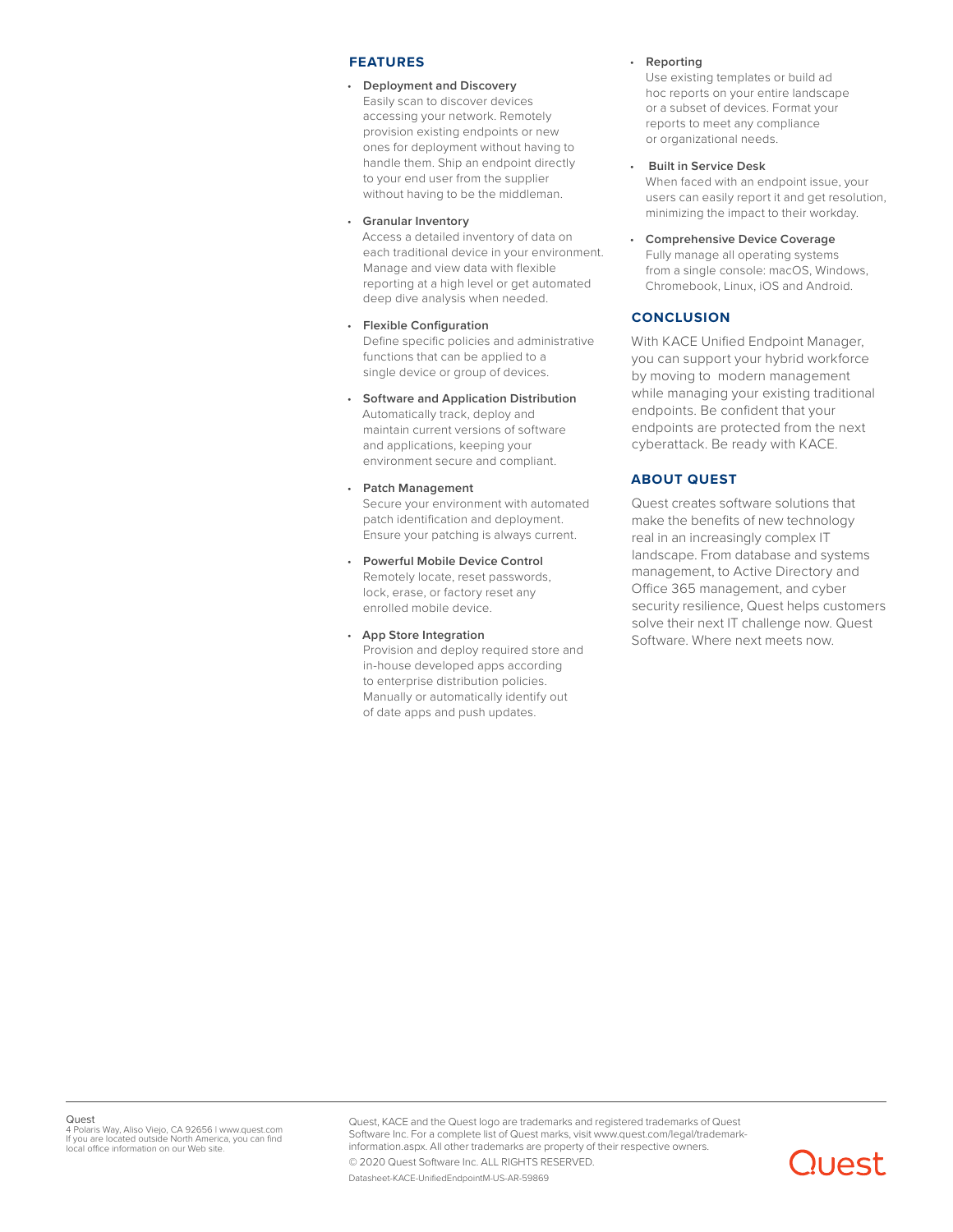## FEATURES

- **Deployment and Discovery**
  Easily scan to discover devices accessing your network. Remotely provision existing endpoints or new ones for deployment without having to handle them. Ship an endpoint directly to your end user from the supplier without having to be the middleman.

- **Granular Inventory**
  Access a detailed inventory of data on each traditional device in your environment. Manage and view data with flexible reporting at a high level or get automated deep dive analysis when needed.

- **Flexible Configuration**
  Define specific policies and administrative functions that can be applied to a single device or group of devices.

- **Software and Application Distribution**
  Automatically track, deploy and maintain current versions of software and applications, keeping your environment secure and compliant.

- **Patch Management**
  Secure your environment with automated patch identification and deployment. Ensure your patching is always current.

- **Powerful Mobile Device Control**
  Remotely locate, reset passwords, lock, erase, or factory reset any enrolled mobile device.

- **App Store Integration**
  Provision and deploy required store and in-house developed apps according to enterprise distribution policies. Manually or automatically identify out of date apps and push updates.

- **Reporting**
  Use existing templates or build ad hoc reports on your entire landscape or a subset of devices. Format your reports to meet any compliance or organizational needs.

- **Built in Service Desk**
  When faced with an endpoint issue, your users can easily report it and get resolution, minimizing the impact to their workday.

- **Comprehensive Device Coverage**
  Fully manage all operating systems from a single console: macOS, Windows, Chromebook, Linux, iOS and Android.

## CONCLUSION

With KACE Unified Endpoint Manager, you can support your hybrid workforce by moving to modern management while managing your existing traditional endpoints. Be confident that your endpoints are protected from the next cyberattack. Be ready with KACE.

## ABOUT QUEST

Quest creates software solutions that make the benefits of new technology real in an increasingly complex IT landscape. From database and systems management, to Active Directory and Office 365 management, and cyber security resilience, Quest helps customers solve their next IT challenge now. Quest Software. Where next meets now.

Quest
4 Polaris Way, Aliso Viejo, CA 92656 | www.quest.com
If you are located outside North America, you can find local office information on our Web site.

Quest, KACE and the Quest logo are trademarks and registered trademarks of Quest Software Inc. For a complete list of Quest marks, visit www.quest.com/legal/trademark-information.aspx. All other trademarks are property of their respective owners.

© 2020 Quest Software Inc. ALL RIGHTS RESERVED.

Datasheet-KACE-UnifiedEndpointM-US-AR-59869